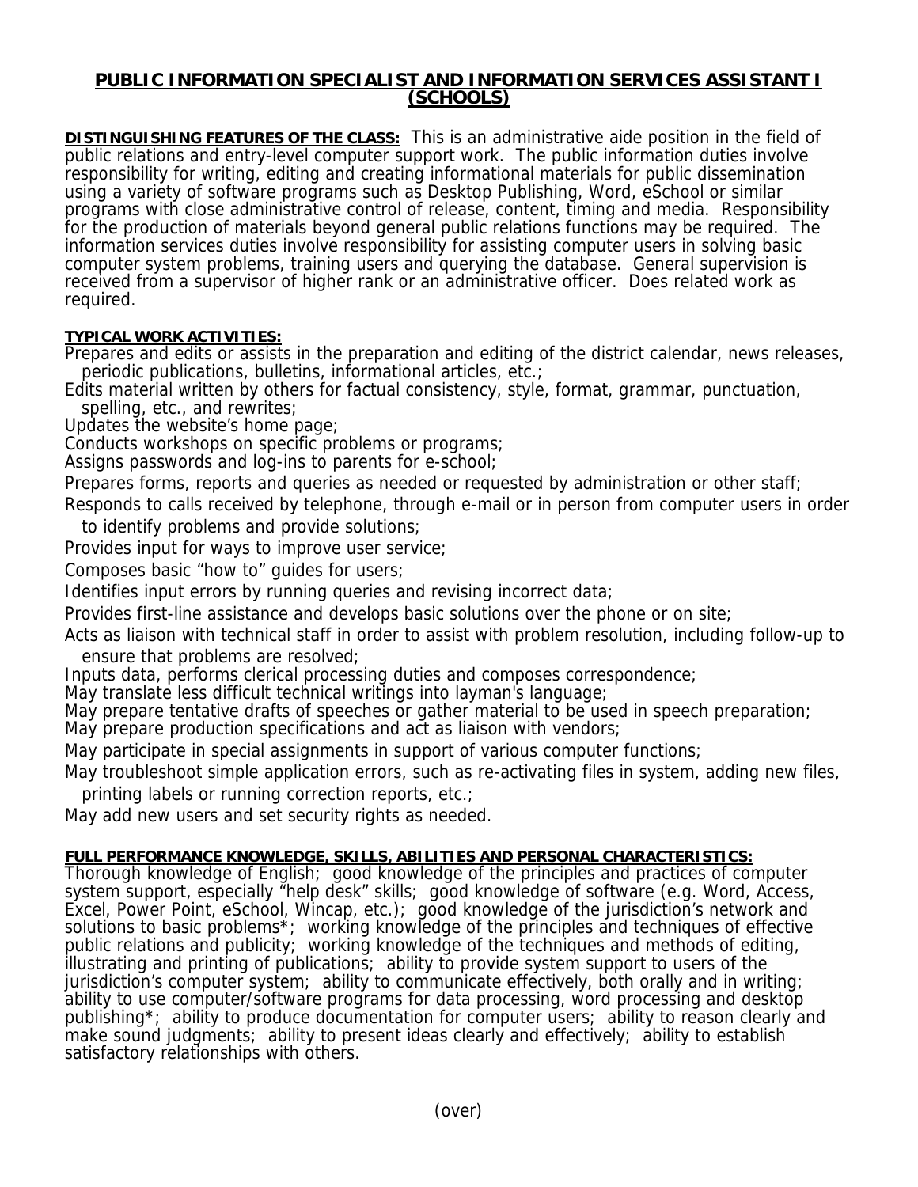# PUBLIC INFORMATION SPECIALIST AND INFORMATION SERVICES ASSISTANT I (SCHOOLS)

**DISTINGUISHING FEATURES OF THE CLASS:** This is an administrative aide position in the field of public relations and entry-level computer support work. The public information duties involve responsibility for writing, editing and creating informational materials for public dissemination using a variety of software programs such as Desktop Publishing, Word, eSchool or similar programs with close administrative control of release, content, timing and media. Responsibility for the production of materials beyond general public relations functions may be required. The information services duties involve responsibility for assisting computer users in solving basic computer system problems, training users and querying the database. General supervision is received from a supervisor of higher rank or an administrative officer. Does related work as required.

**TYPICAL WORK ACTIVITIES:**

Prepares and edits or assists in the preparation and editing of the district calendar, news releases, periodic publications, bulletins, informational articles, etc.;
Edits material written by others for factual consistency, style, format, grammar, punctuation, spelling, etc., and rewrites;
Updates the website's home page;
Conducts workshops on specific problems or programs;
Assigns passwords and log-ins to parents for e-school;
Prepares forms, reports and queries as needed or requested by administration or other staff;
Responds to calls received by telephone, through e-mail or in person from computer users in order to identify problems and provide solutions;
Provides input for ways to improve user service;
Composes basic "how to" guides for users;
Identifies input errors by running queries and revising incorrect data;
Provides first-line assistance and develops basic solutions over the phone or on site;
Acts as liaison with technical staff in order to assist with problem resolution, including follow-up to ensure that problems are resolved;
Inputs data, performs clerical processing duties and composes correspondence;
May translate less difficult technical writings into layman's language;
May prepare tentative drafts of speeches or gather material to be used in speech preparation;
May prepare production specifications and act as liaison with vendors;
May participate in special assignments in support of various computer functions;
May troubleshoot simple application errors, such as re-activating files in system, adding new files, printing labels or running correction reports, etc.;
May add new users and set security rights as needed.

**FULL PERFORMANCE KNOWLEDGE, SKILLS, ABILITIES AND PERSONAL CHARACTERISTICS:**
Thorough knowledge of English; good knowledge of the principles and practices of computer system support, especially "help desk" skills; good knowledge of software (e.g. Word, Access, Excel, Power Point, eSchool, Wincap, etc.); good knowledge of the jurisdiction's network and solutions to basic problems*; working knowledge of the principles and techniques of effective public relations and publicity; working knowledge of the techniques and methods of editing, illustrating and printing of publications; ability to provide system support to users of the jurisdiction's computer system; ability to communicate effectively, both orally and in writing; ability to use computer/software programs for data processing, word processing and desktop publishing*; ability to produce documentation for computer users; ability to reason clearly and make sound judgments; ability to present ideas clearly and effectively; ability to establish satisfactory relationships with others.

(over)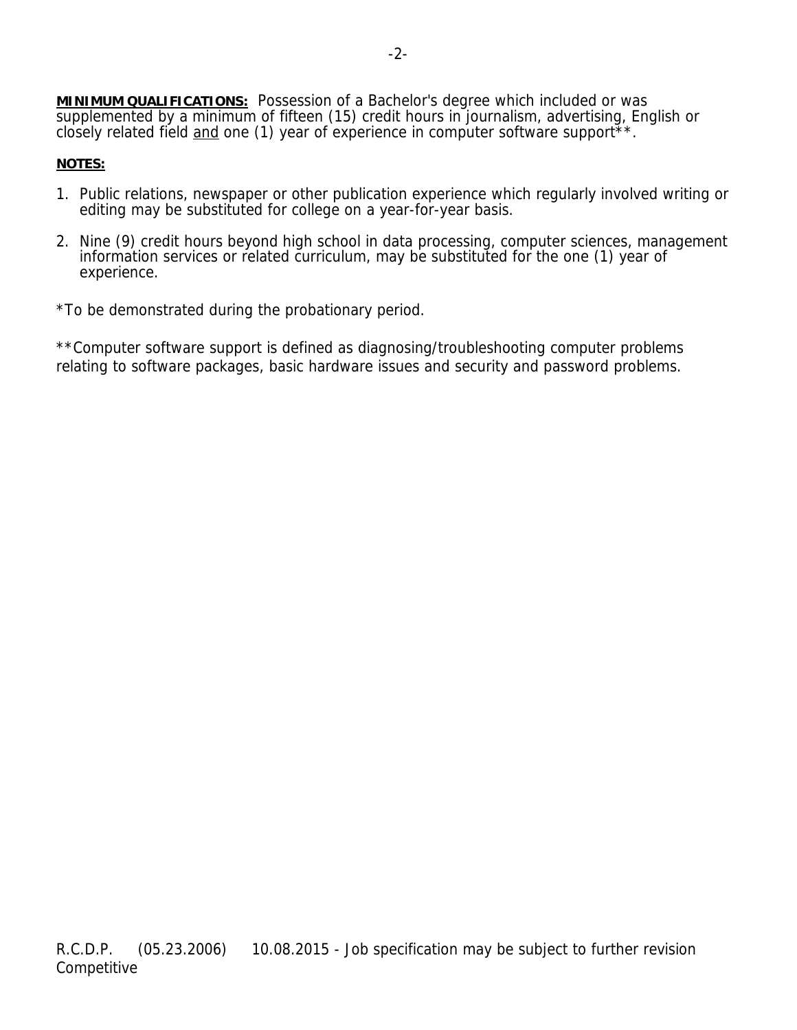**MINIMUM QUALIFICATIONS:** Possession of a Bachelor's degree which included or was supplemented by a minimum of fifteen (15) credit hours in journalism, advertising, English or closely related field and one (1) year of experience in computer software support**.

**NOTES:**

1. Public relations, newspaper or other publication experience which regularly involved writing or editing may be substituted for college on a year-for-year basis.
2. Nine (9) credit hours beyond high school in data processing, computer sciences, management information services or related curriculum, may be substituted for the one (1) year of experience.

*To be demonstrated during the probationary period.

**Computer software support is defined as diagnosing/troubleshooting computer problems relating to software packages, basic hardware issues and security and password problems.

R.C.D.P. (05.23.2006) 10.08.2015 - Job specification may be subject to further revision
Competitive